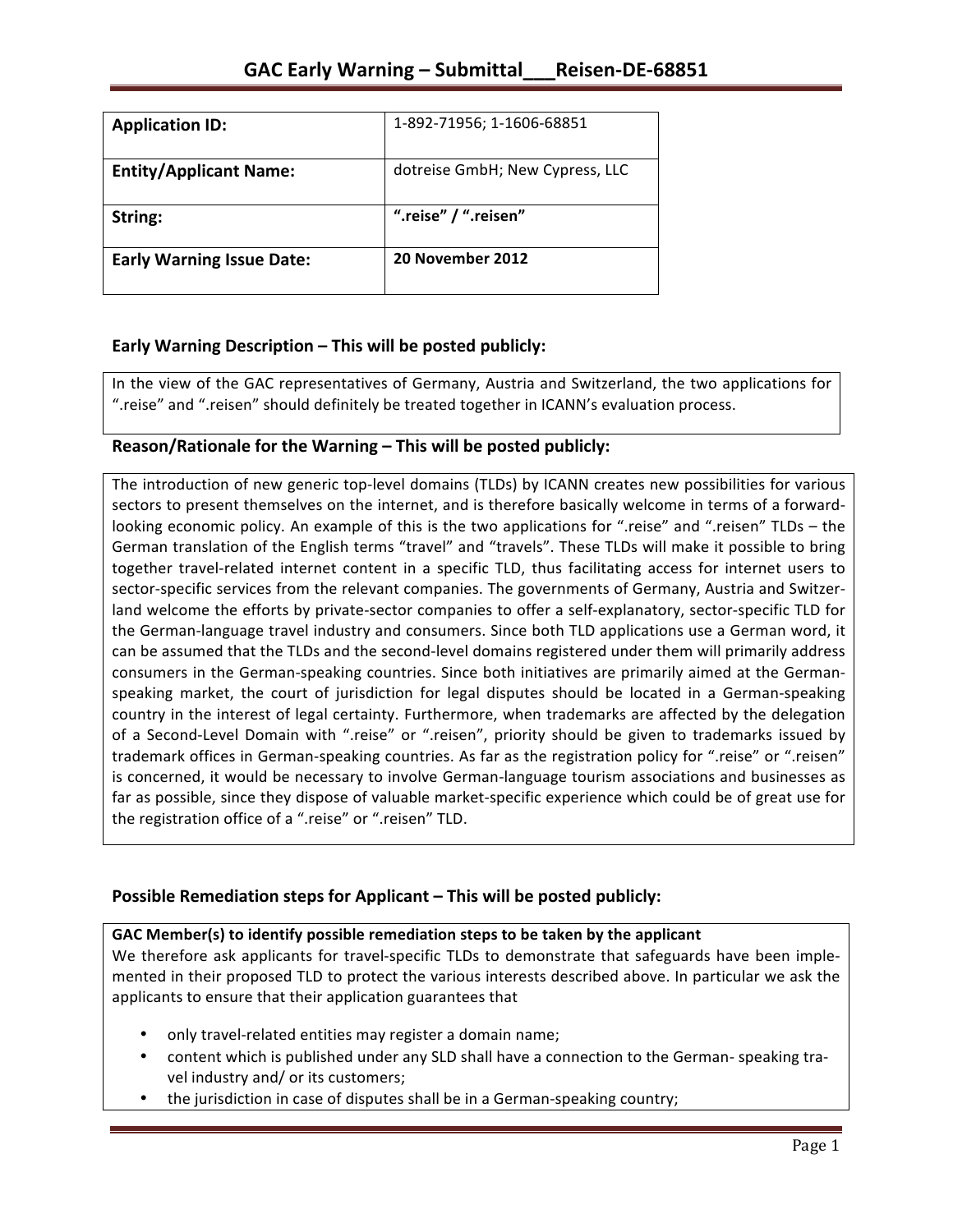# GAC Early Warning – Submittal___Reisen-DE-68851

| Application ID: | 1-892-71956; 1-1606-68851 |
|---|---|
| Entity/Applicant Name: | dotreise GmbH; New Cypress, LLC |
| String: | ".reise" / ".reisen" |
| Early Warning Issue Date: | 20 November 2012 |

## Early Warning Description – This will be posted publicly:

In the view of the GAC representatives of Germany, Austria and Switzerland, the two applications for ".reise" and ".reisen" should definitely be treated together in ICANN's evaluation process.

## Reason/Rationale for the Warning – This will be posted publicly:

The introduction of new generic top-level domains (TLDs) by ICANN creates new possibilities for various sectors to present themselves on the internet, and is therefore basically welcome in terms of a forward-looking economic policy. An example of this is the two applications for ".reise" and ".reisen" TLDs – the German translation of the English terms "travel" and "travels". These TLDs will make it possible to bring together travel-related internet content in a specific TLD, thus facilitating access for internet users to sector-specific services from the relevant companies. The governments of Germany, Austria and Switzerland welcome the efforts by private-sector companies to offer a self-explanatory, sector-specific TLD for the German-language travel industry and consumers. Since both TLD applications use a German word, it can be assumed that the TLDs and the second-level domains registered under them will primarily address consumers in the German-speaking countries. Since both initiatives are primarily aimed at the German-speaking market, the court of jurisdiction for legal disputes should be located in a German-speaking country in the interest of legal certainty. Furthermore, when trademarks are affected by the delegation of a Second-Level Domain with ".reise" or ".reisen", priority should be given to trademarks issued by trademark offices in German-speaking countries. As far as the registration policy for ".reise" or ".reisen" is concerned, it would be necessary to involve German-language tourism associations and businesses as far as possible, since they dispose of valuable market-specific experience which could be of great use for the registration office of a ".reise" or ".reisen" TLD.

## Possible Remediation steps for Applicant – This will be posted publicly:

**GAC Member(s) to identify possible remediation steps to be taken by the applicant**

We therefore ask applicants for travel-specific TLDs to demonstrate that safeguards have been implemented in their proposed TLD to protect the various interests described above. In particular we ask the applicants to ensure that their application guarantees that

- only travel-related entities may register a domain name;
- content which is published under any SLD shall have a connection to the German- speaking travel industry and/ or its customers;
- the jurisdiction in case of disputes shall be in a German-speaking country;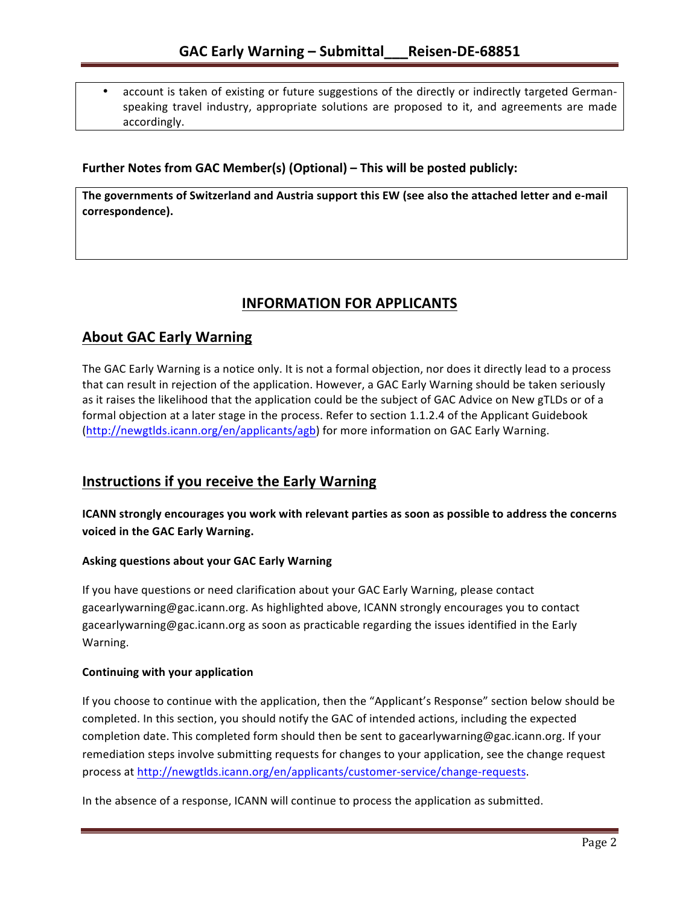- account is taken of existing or future suggestions of the directly or indirectly targeted German-speaking travel industry, appropriate solutions are proposed to it, and agreements are made accordingly.

**Further Notes from GAC Member(s) (Optional) – This will be posted publicly:**

**The governments of Switzerland and Austria support this EW (see also the attached letter and e-mail correspondence).**

# INFORMATION FOR APPLICANTS

## About GAC Early Warning

The GAC Early Warning is a notice only. It is not a formal objection, nor does it directly lead to a process that can result in rejection of the application. However, a GAC Early Warning should be taken seriously as it raises the likelihood that the application could be the subject of GAC Advice on New gTLDs or of a formal objection at a later stage in the process. Refer to section 1.1.2.4 of the Applicant Guidebook (http://newgtlds.icann.org/en/applicants/agb) for more information on GAC Early Warning.

## Instructions if you receive the Early Warning

**ICANN strongly encourages you work with relevant parties as soon as possible to address the concerns voiced in the GAC Early Warning.**

### Asking questions about your GAC Early Warning

If you have questions or need clarification about your GAC Early Warning, please contact gacearlywarning@gac.icann.org. As highlighted above, ICANN strongly encourages you to contact gacearlywarning@gac.icann.org as soon as practicable regarding the issues identified in the Early Warning.

### Continuing with your application

If you choose to continue with the application, then the "Applicant's Response" section below should be completed. In this section, you should notify the GAC of intended actions, including the expected completion date. This completed form should then be sent to gacearlywarning@gac.icann.org. If your remediation steps involve submitting requests for changes to your application, see the change request process at http://newgtlds.icann.org/en/applicants/customer-service/change-requests.

In the absence of a response, ICANN will continue to process the application as submitted.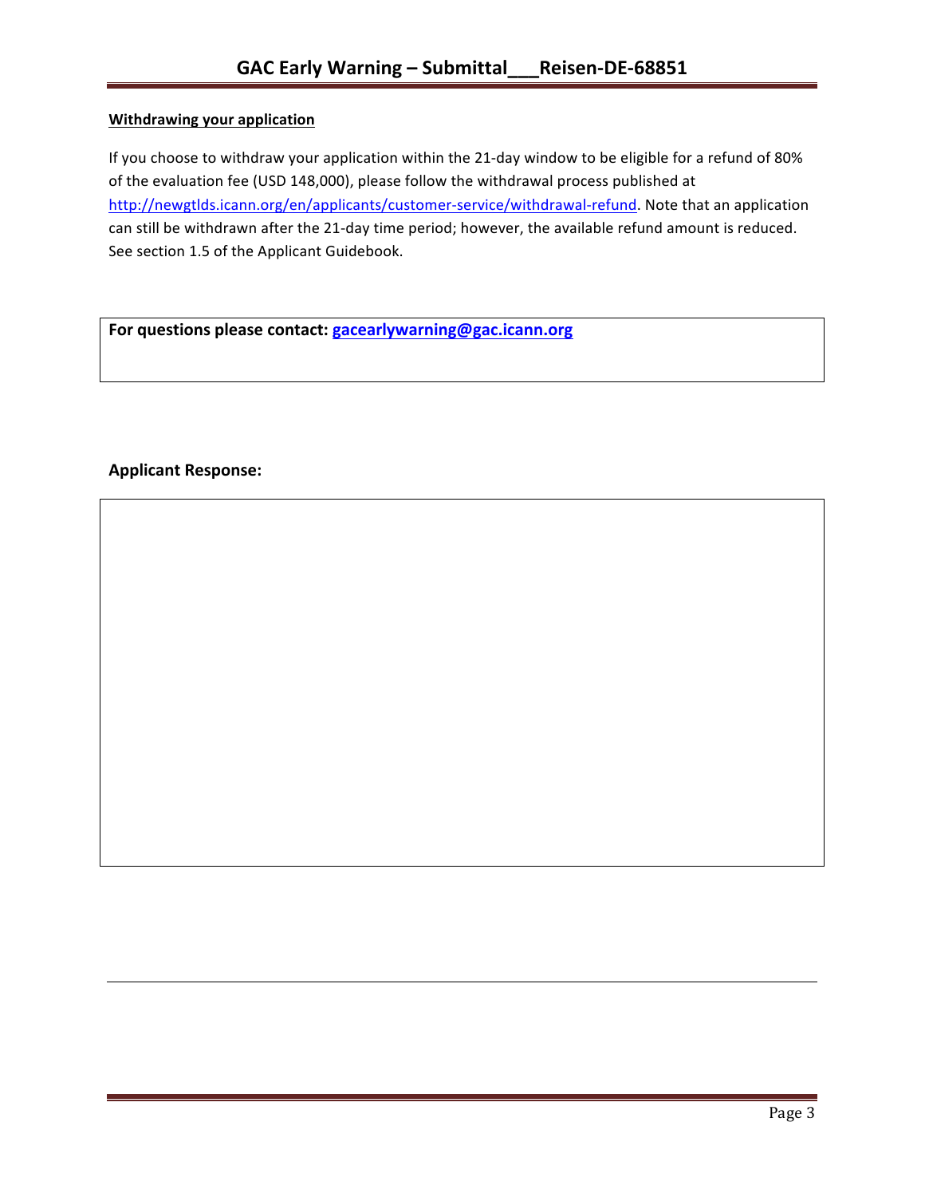**Withdrawing your application**

If you choose to withdraw your application within the 21-day window to be eligible for a refund of 80% of the evaluation fee (USD 148,000), please follow the withdrawal process published at http://newgtlds.icann.org/en/applicants/customer-service/withdrawal-refund. Note that an application can still be withdrawn after the 21-day time period; however, the available refund amount is reduced. See section 1.5 of the Applicant Guidebook.

**For questions please contact: gacearlywarning@gac.icann.org**

**Applicant Response:**